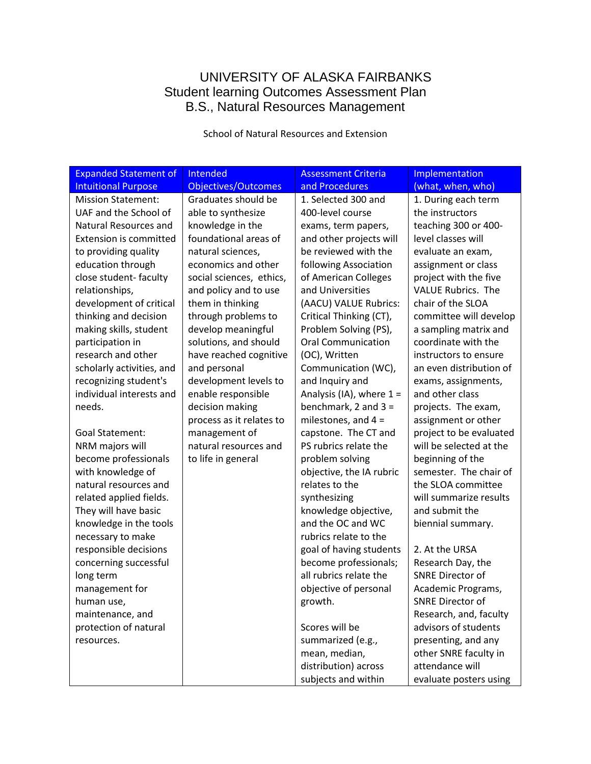# UNIVERSITY OF ALASKA FAIRBANKS
## Student learning Outcomes Assessment Plan
## B.S., Natural Resources Management

School of Natural Resources and Extension

| Expanded Statement of Intuitional Purpose | Intended Objectives/Outcomes | Assessment Criteria and Procedures | Implementation (what, when, who) |
|---|---|---|---|
| Mission Statement: UAF and the School of Natural Resources and Extension is committed to providing quality education through close student- faculty relationships, development of critical thinking and decision making skills, student participation in research and other scholarly activities, and recognizing student's individual interests and needs.<br><br>Goal Statement: NRM majors will become professionals with knowledge of natural resources and related applied fields. They will have basic knowledge in the tools necessary to make responsible decisions concerning successful long term management for human use, maintenance, and protection of natural resources. | Graduates should be able to synthesize knowledge in the foundational areas of natural sciences, economics and other social sciences, ethics, and policy and to use them in thinking through problems to develop meaningful solutions, and should have reached cognitive and personal development levels to enable responsible decision making process as it relates to management of natural resources and to life in general | 1. Selected 300 and 400-level course exams, term papers, and other projects will be reviewed with the following Association of American Colleges and Universities (AACU) VALUE Rubrics: Critical Thinking (CT), Problem Solving (PS), Oral Communication (OC), Written Communication (WC), and Inquiry and Analysis (IA), where 1 = benchmark, 2 and 3 = milestones, and 4 = capstone. The CT and PS rubrics relate the problem solving objective, the IA rubric relates to the synthesizing knowledge objective, and the OC and WC rubrics relate to the goal of having students become professionals; all rubrics relate the objective of personal growth.<br><br>Scores will be summarized (e.g., mean, median, distribution) across subjects and within | 1. During each term the instructors teaching 300 or 400-level classes will evaluate an exam, assignment or class project with the five VALUE Rubrics. The chair of the SLOA committee will develop a sampling matrix and coordinate with the instructors to ensure an even distribution of exams, assignments, and other class projects. The exam, assignment or other project to be evaluated will be selected at the beginning of the semester. The chair of the SLOA committee will summarize results and submit the biennial summary.<br><br>2. At the URSA Research Day, the SNRE Director of Academic Programs, SNRE Director of Research, and, faculty advisors of students presenting, and any other SNRE faculty in attendance will evaluate posters using |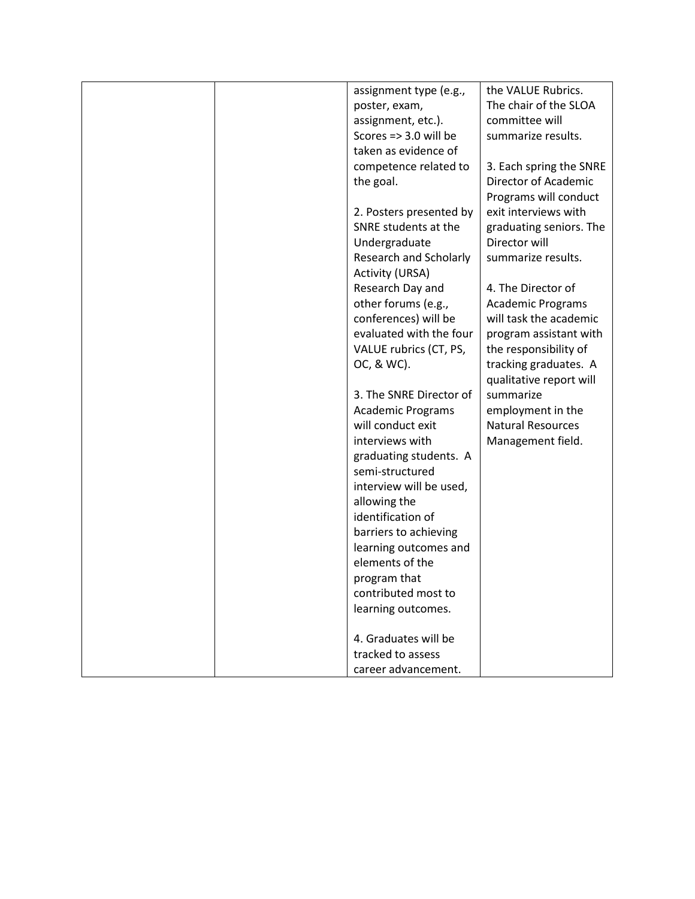| | | | |
|---|---|---|---|
| | | assignment type (e.g., poster, exam, assignment, etc.). Scores => 3.0 will be taken as evidence of competence related to the goal.<br><br>2. Posters presented by SNRE students at the Undergraduate Research and Scholarly Activity (URSA) Research Day and other forums (e.g., conferences) will be evaluated with the four VALUE rubrics (CT, PS, OC, & WC).<br><br>3. The SNRE Director of Academic Programs will conduct exit interviews with graduating students. A semi-structured interview will be used, allowing the identification of barriers to achieving learning outcomes and elements of the program that contributed most to learning outcomes.<br><br>4. Graduates will be tracked to assess career advancement. | the VALUE Rubrics. The chair of the SLOA committee will summarize results.<br><br>3. Each spring the SNRE Director of Academic Programs will conduct exit interviews with graduating seniors. The Director will summarize results.<br><br>4. The Director of Academic Programs will task the academic program assistant with the responsibility of tracking graduates. A qualitative report will summarize employment in the Natural Resources Management field. |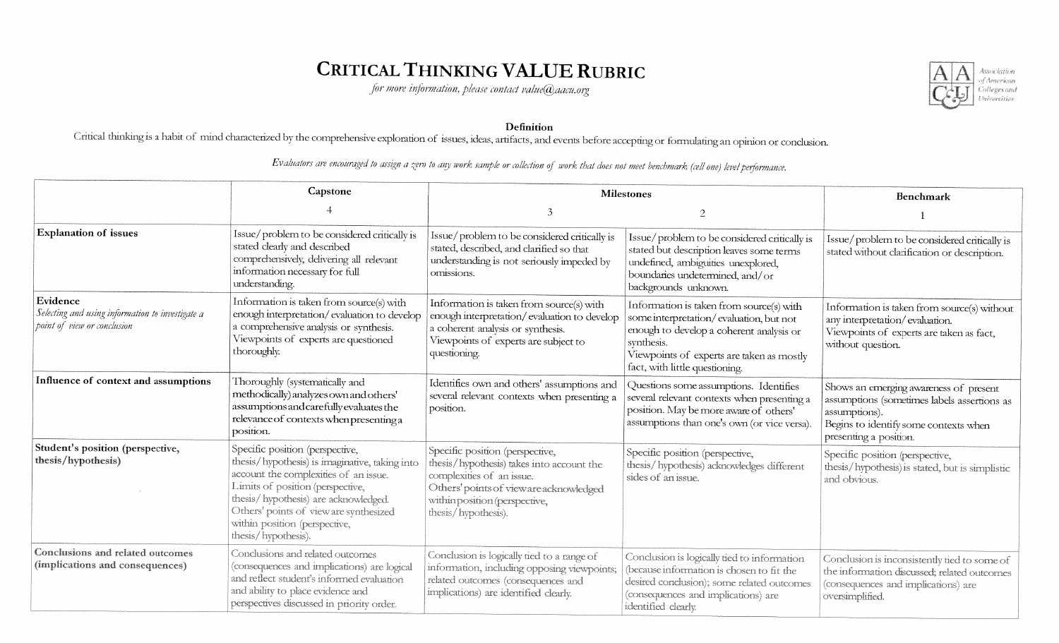# CRITICAL THINKING VALUE RUBRIC

*for more information, please contact value@aacu.org*

Association of American Colleges and Universities

**Definition**

Critical thinking is a habit of mind characterized by the comprehensive exploration of issues, ideas, artifacts, and events before accepting or formulating an opinion or conclusion.

*Evaluators are encouraged to assign a zero to any work sample or collection of work that does not meet benchmark (cell one) level performance.*

| | Capstone | Milestones | | Benchmark |
|---|---|---|---|---|
| | 4 | 3 | 2 | 1 |
| **Explanation of issues** | Issue/ problem to be considered critically is stated clearly and described comprehensively, delivering all relevant information necessary for full understanding. | Issue/ problem to be considered critically is stated, described, and clarified so that understanding is not seriously impeded by omissions. | Issue/ problem to be considered critically is stated but description leaves some terms undefined, ambiguities unexplored, boundaries undetermined, and/or backgrounds unknown. | Issue/ problem to be considered critically is stated without clarification or description. |
| **Evidence**<br>*Selecting and using information to investigate a point of view or conclusion* | Information is taken from source(s) with enough interpretation/evaluation to develop a comprehensive analysis or synthesis.<br>Viewpoints of experts are questioned thoroughly. | Information is taken from source(s) with enough interpretation/evaluation to develop a coherent analysis or synthesis.<br>Viewpoints of experts are subject to questioning. | Information is taken from source(s) with some interpretation/evaluation, but not enough to develop a coherent analysis or synthesis.<br>Viewpoints of experts are taken as mostly fact, with little questioning. | Information is taken from source(s) without any interpretation/evaluation.<br>Viewpoints of experts are taken as fact, without question. |
| **Influence of context and assumptions** | Thoroughly (systematically and methodically) analyzes own and others' assumptions and carefully evaluates the relevance of contexts when presenting a position. | Identifies own and others' assumptions and several relevant contexts when presenting a position. | Questions some assumptions. Identifies several relevant contexts when presenting a position. May be more aware of others' assumptions than one's own (or vice versa). | Shows an emerging awareness of present assumptions (sometimes labels assertions as assumptions).<br>Begins to identify some contexts when presenting a position. |
| **Student's position (perspective, thesis/hypothesis)** | Specific position (perspective, thesis/hypothesis) is imaginative, taking into account the complexities of an issue.<br>Limits of position (perspective, thesis/hypothesis) are acknowledged.<br>Others' points of view are synthesized within position (perspective, thesis/hypothesis). | Specific position (perspective, thesis/hypothesis) takes into account the complexities of an issue.<br>Others' points of view are acknowledged within position (perspective, thesis/hypothesis). | Specific position (perspective, thesis/hypothesis) acknowledges different sides of an issue. | Specific position (perspective, thesis/hypothesis) is stated, but is simplistic and obvious. |
| **Conclusions and related outcomes (implications and consequences)** | Conclusions and related outcomes (consequences and implications) are logical and reflect student's informed evaluation and ability to place evidence and perspectives discussed in priority order. | Conclusion is logically tied to a range of information, including opposing viewpoints; related outcomes (consequences and implications) are identified clearly. | Conclusion is logically tied to information (because information is chosen to fit the desired conclusion); some related outcomes (consequences and implications) are identified clearly. | Conclusion is inconsistently tied to some of the information discussed; related outcomes (consequences and implications) are oversimplified. |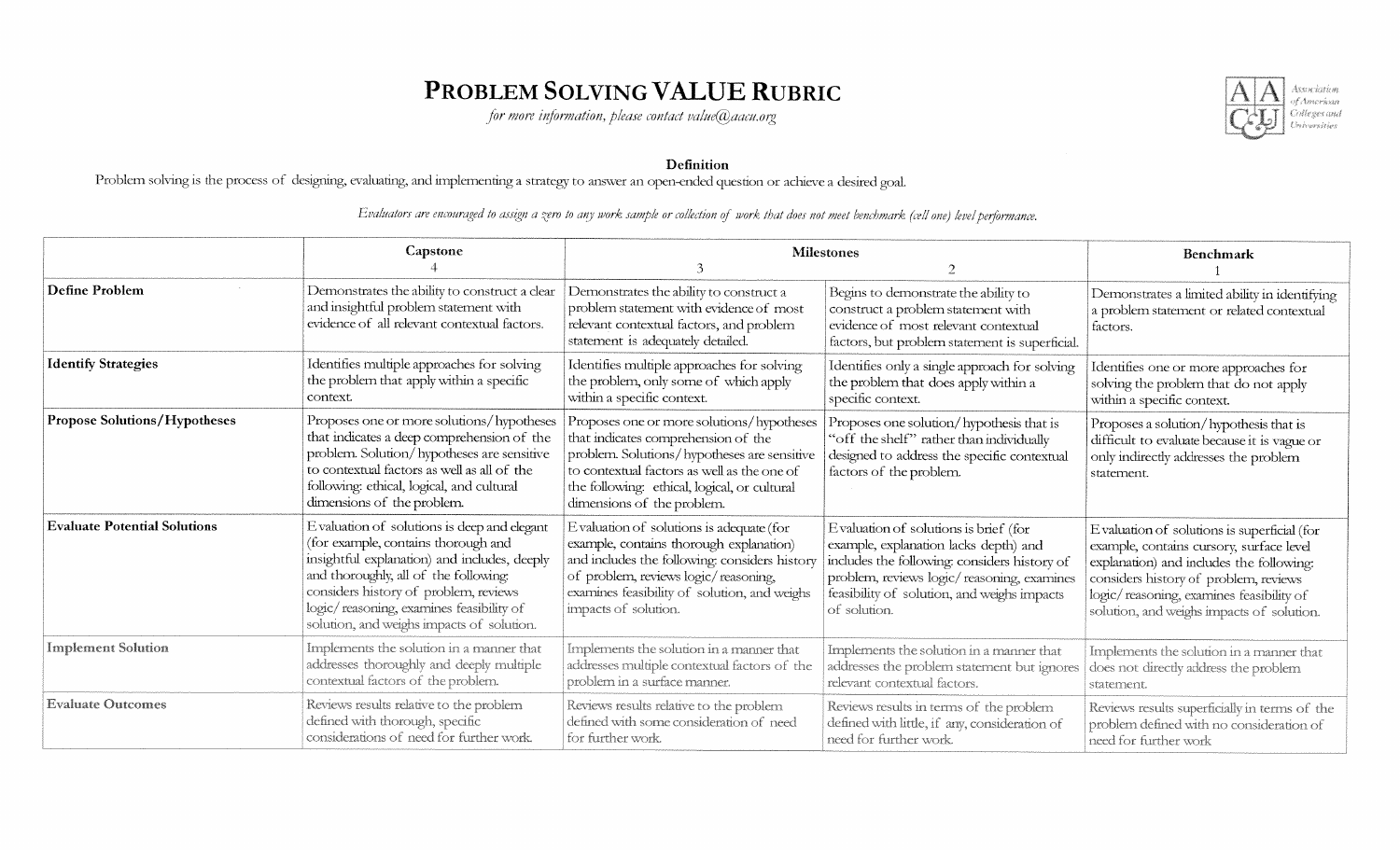# PROBLEM SOLVING VALUE RUBRIC

*for more information, please contact value@aacu.org*

Association of American Colleges and Universities

**Definition**

Problem solving is the process of designing, evaluating, and implementing a strategy to answer an open-ended question or achieve a desired goal.

*Evaluators are encouraged to assign a zero to any work sample or collection of work that does not meet benchmark (cell one) level performance.*

| | Capstone 4 | Milestones 3 | 2 | Benchmark 1 |
|---|---|---|---|---|
| **Define Problem** | Demonstrates the ability to construct a clear and insightful problem statement with evidence of all relevant contextual factors. | Demonstrates the ability to construct a problem statement with evidence of most relevant contextual factors, and problem statement is adequately detailed. | Begins to demonstrate the ability to construct a problem statement with evidence of most relevant contextual factors, but problem statement is superficial. | Demonstrates a limited ability in identifying a problem statement or related contextual factors. |
| **Identify Strategies** | Identifies multiple approaches for solving the problem that apply within a specific context. | Identifies multiple approaches for solving the problem, only some of which apply within a specific context. | Identifies only a single approach for solving the problem that does apply within a specific context. | Identifies one or more approaches for solving the problem that do not apply within a specific context. |
| **Propose Solutions/Hypotheses** | Proposes one or more solutions/hypotheses that indicates a deep comprehension of the problem. Solution/hypotheses are sensitive to contextual factors as well as all of the following: ethical, logical, and cultural dimensions of the problem. | Proposes one or more solutions/hypotheses that indicates comprehension of the problem. Solutions/hypotheses are sensitive to contextual factors as well as the one of the following: ethical, logical, or cultural dimensions of the problem. | Proposes one solution/hypothesis that is "off the shelf" rather than individually designed to address the specific contextual factors of the problem. | Proposes a solution/hypothesis that is difficult to evaluate because it is vague or only indirectly addresses the problem statement. |
| **Evaluate Potential Solutions** | Evaluation of solutions is deep and elegant (for example, contains thorough and insightful explanation) and includes, deeply and thoroughly, all of the following: considers history of problem, reviews logic/reasoning, examines feasibility of solution, and weighs impacts of solution. | Evaluation of solutions is adequate (for example, contains thorough explanation) and includes the following: considers history of problem, reviews logic/reasoning, examines feasibility of solution, and weighs impacts of solution. | Evaluation of solutions is brief (for example, explanation lacks depth) and includes the following: considers history of problem, reviews logic/reasoning, examines feasibility of solution, and weighs impacts of solution. | Evaluation of solutions is superficial (for example, contains cursory, surface level explanation) and includes the following: considers history of problem, reviews logic/reasoning, examines feasibility of solution, and weighs impacts of solution. |
| **Implement Solution** | Implements the solution in a manner that addresses thoroughly and deeply multiple contextual factors of the problem. | Implements the solution in a manner that addresses multiple contextual factors of the problem in a surface manner. | Implements the solution in a manner that addresses the problem statement but ignores relevant contextual factors. | Implements the solution in a manner that does not directly address the problem statement. |
| **Evaluate Outcomes** | Reviews results relative to the problem defined with thorough, specific considerations of need for further work. | Reviews results relative to the problem defined with some consideration of need for further work. | Reviews results in terms of the problem defined with little, if any, consideration of need for further work. | Reviews results superficially in terms of the problem defined with no consideration of need for further work |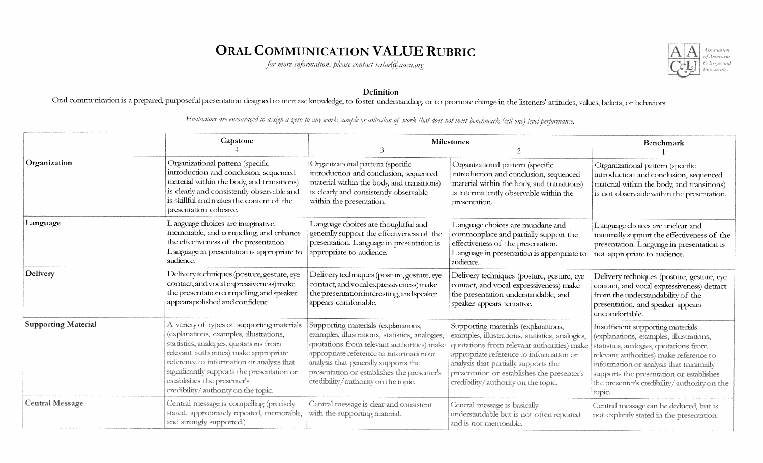# ORAL COMMUNICATION VALUE RUBRIC

*for more information, please contact value@aacu.org*

Association of American Colleges and Universities

**Definition**

Oral communication is a prepared, purposeful presentation designed to increase knowledge, to foster understanding, or to promote change in the listeners' attitudes, values, beliefs, or behaviors.

*Evaluators are encouraged to assign a zero to any work sample or collection of work that does not meet benchmark (cell one) level performance.*

| | Capstone 4 | Milestones 3 | 2 | Benchmark 1 |
|---|---|---|---|---|
| **Organization** | Organizational pattern (specific introduction and conclusion, sequenced material within the body, and transitions) is clearly and consistently observable and is skillful and makes the content of the presentation cohesive. | Organizational pattern (specific introduction and conclusion, sequenced material within the body, and transitions) is clearly and consistently observable within the presentation. | Organizational pattern (specific introduction and conclusion, sequenced material within the body, and transitions) is intermittently observable within the presentation. | Organizational pattern (specific introduction and conclusion, sequenced material within the body, and transitions) is not observable within the presentation. |
| **Language** | Language choices are imaginative, memorable, and compelling, and enhance the effectiveness of the presentation. Language in presentation is appropriate to audience. | Language choices are thoughtful and generally support the effectiveness of the presentation. Language in presentation is appropriate to audience. | Language choices are mundane and commonplace and partially support the effectiveness of the presentation. Language in presentation is appropriate to audience. | Language choices are unclear and minimally support the effectiveness of the presentation. Language in presentation is not appropriate to audience. |
| **Delivery** | Delivery techniques (posture, gesture, eye contact, and vocal expressiveness) make the presentation compelling, and speaker appears polished and confident. | Delivery techniques (posture, gesture, eye contact, and vocal expressiveness) make the presentation interesting, and speaker appears comfortable. | Delivery techniques (posture, gesture, eye contact, and vocal expressiveness) make the presentation understandable, and speaker appears tentative. | Delivery techniques (posture, gesture, eye contact, and vocal expressiveness) detract from the understandability of the presentation, and speaker appears uncomfortable. |
| **Supporting Material** | A variety of types of supporting materials (explanations, examples, illustrations, statistics, analogies, quotations from relevant authorities) make appropriate reference to information or analysis that significantly supports the presentation or establishes the presenter's credibility/authority on the topic. | Supporting materials (explanations, examples, illustrations, statistics, analogies, quotations from relevant authorities) make appropriate reference to information or analysis that generally supports the presentation or establishes the presenter's credibility/authority on the topic. | Supporting materials (explanations, examples, illustrations, statistics, analogies, quotations from relevant authorities) make appropriate reference to information or analysis that partially supports the presentation or establishes the presenter's credibility/authority on the topic. | Insufficient supporting materials (explanations, examples, illustrations, statistics, analogies, quotations from relevant authorities) make reference to information or analysis that minimally supports the presentation or establishes the presenter's credibility/authority on the topic. |
| **Central Message** | Central message is compelling (precisely stated, appropriately repeated, memorable, and strongly supported.) | Central message is clear and consistent with the supporting material. | Central message is basically understandable but is not often repeated and is not memorable. | Central message can be deduced, but is not explicitly stated in the presentation. |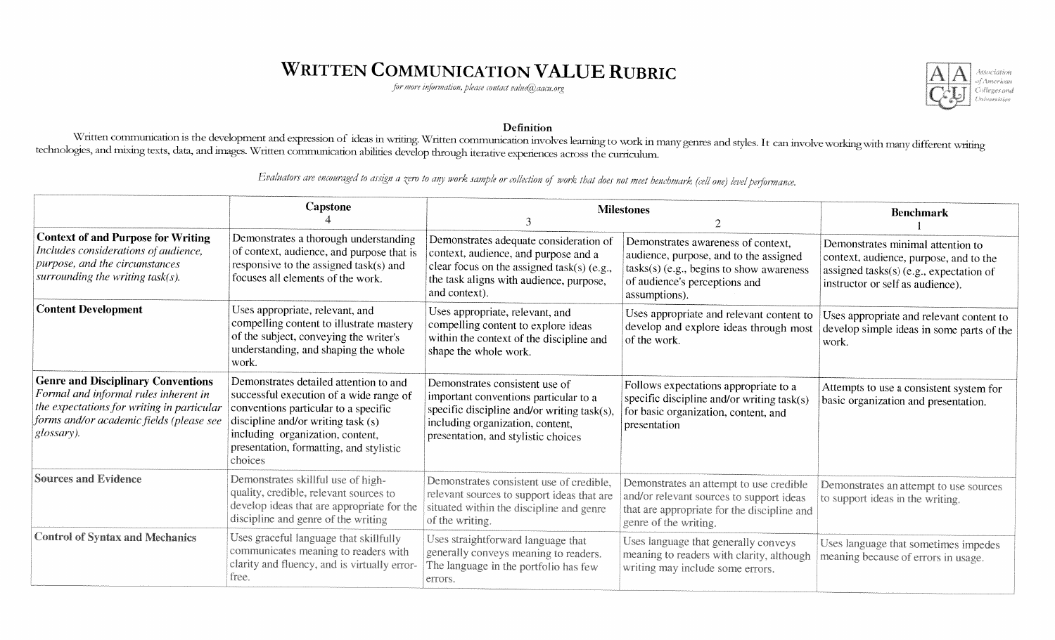# WRITTEN COMMUNICATION VALUE RUBRIC

*for more information, please contact value@aacu.org*

### Definition

Written communication is the development and expression of ideas in writing. Written communication involves learning to work in many genres and styles. It can involve working with many different writing technologies, and mixing texts, data, and images. Written communication abilities develop through iterative experiences across the curriculum.

*Evaluators are encouraged to assign a zero to any work sample or collection of work that does not meet benchmark (cell one) level performance.*

| | Capstone 4 | Milestones 3 | 2 | Benchmark 1 |
|---|---|---|---|---|
| **Context of and Purpose for Writing** *Includes considerations of audience, purpose, and the circumstances surrounding the writing task(s).* | Demonstrates a thorough understanding of context, audience, and purpose that is responsive to the assigned task(s) and focuses all elements of the work. | Demonstrates adequate consideration of context, audience, and purpose and a clear focus on the assigned task(s) (e.g., the task aligns with audience, purpose, and context). | Demonstrates awareness of context, audience, purpose, and to the assigned tasks(s) (e.g., begins to show awareness of audience's perceptions and assumptions). | Demonstrates minimal attention to context, audience, purpose, and to the assigned tasks(s) (e.g., expectation of instructor or self as audience). |
| **Content Development** | Uses appropriate, relevant, and compelling content to illustrate mastery of the subject, conveying the writer's understanding, and shaping the whole work. | Uses appropriate, relevant, and compelling content to explore ideas within the context of the discipline and shape the whole work. | Uses appropriate and relevant content to develop and explore ideas through most of the work. | Uses appropriate and relevant content to develop simple ideas in some parts of the work. |
| **Genre and Disciplinary Conventions** *Formal and informal rules inherent in the expectations for writing in particular forms and/or academic fields (please see glossary).* | Demonstrates detailed attention to and successful execution of a wide range of conventions particular to a specific discipline and/or writing task (s) including organization, content, presentation, formatting, and stylistic choices | Demonstrates consistent use of important conventions particular to a specific discipline and/or writing task(s), including organization, content, presentation, and stylistic choices | Follows expectations appropriate to a specific discipline and/or writing task(s) for basic organization, content, and presentation | Attempts to use a consistent system for basic organization and presentation. |
| **Sources and Evidence** | Demonstrates skillful use of high-quality, credible, relevant sources to develop ideas that are appropriate for the discipline and genre of the writing | Demonstrates consistent use of credible, relevant sources to support ideas that are situated within the discipline and genre of the writing. | Demonstrates an attempt to use credible and/or relevant sources to support ideas that are appropriate for the discipline and genre of the writing. | Demonstrates an attempt to use sources to support ideas in the writing. |
| **Control of Syntax and Mechanics** | Uses graceful language that skillfully communicates meaning to readers with clarity and fluency, and is virtually error-free. | Uses straightforward language that generally conveys meaning to readers. The language in the portfolio has few errors. | Uses language that generally conveys meaning to readers with clarity, although writing may include some errors. | Uses language that sometimes impedes meaning because of errors in usage. |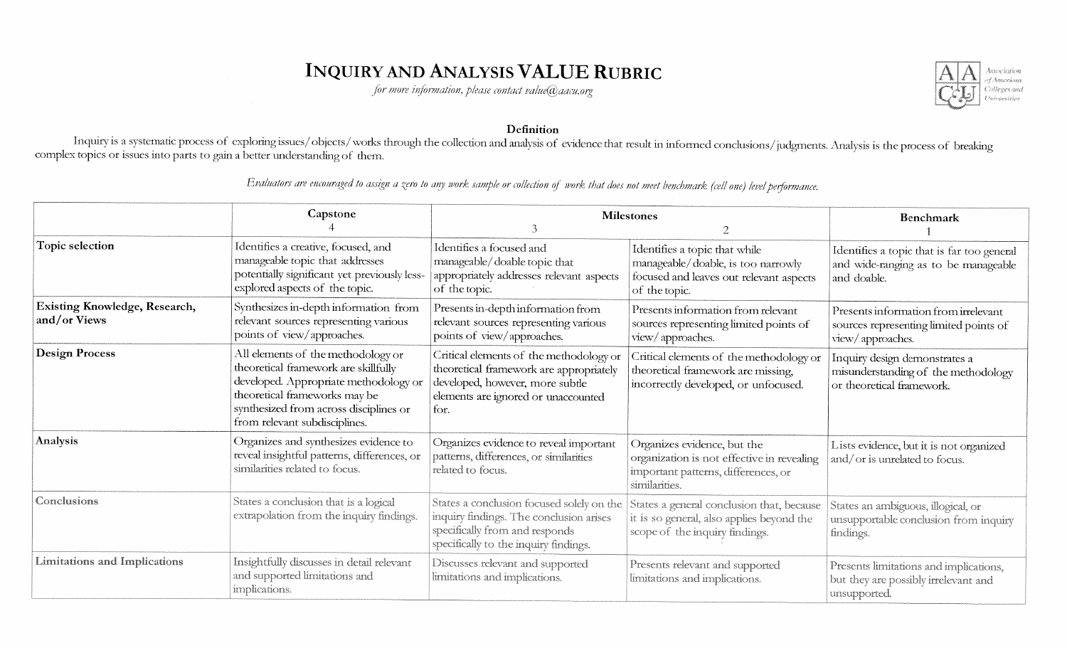# INQUIRY AND ANALYSIS VALUE RUBRIC

*for more information, please contact value@aacu.org*

### Definition

Inquiry is a systematic process of exploring issues/objects/works through the collection and analysis of evidence that result in informed conclusions/judgments. Analysis is the process of breaking complex topics or issues into parts to gain a better understanding of them.

*Evaluators are encouraged to assign a zero to any work sample or collection of work that does not meet benchmark (cell one) level performance.*

| | Capstone 4 | Milestones 3 | 2 | Benchmark 1 |
|---|---|---|---|---|
| **Topic selection** | Identifies a creative, focused, and manageable topic that addresses potentially significant yet previously less-explored aspects of the topic. | Identifies a focused and manageable/doable topic that appropriately addresses relevant aspects of the topic. | Identifies a topic that while manageable/doable, is too narrowly focused and leaves out relevant aspects of the topic. | Identifies a topic that is far too general and wide-ranging as to be manageable and doable. |
| **Existing Knowledge, Research, and/or Views** | Synthesizes in-depth information from relevant sources representing various points of view/approaches. | Presents in-depth information from relevant sources representing various points of view/approaches. | Presents information from relevant sources representing limited points of view/approaches. | Presents information from irrelevant sources representing limited points of view/approaches. |
| **Design Process** | All elements of the methodology or theoretical framework are skillfully developed. Appropriate methodology or theoretical frameworks may be synthesized from across disciplines or from relevant subdisciplines. | Critical elements of the methodology or theoretical framework are appropriately developed, however, more subtle elements are ignored or unaccounted for. | Critical elements of the methodology or theoretical framework are missing, incorrectly developed, or unfocused. | Inquiry design demonstrates a misunderstanding of the methodology or theoretical framework. |
| **Analysis** | Organizes and synthesizes evidence to reveal insightful patterns, differences, or similarities related to focus. | Organizes evidence to reveal important patterns, differences, or similarities related to focus. | Organizes evidence, but the organization is not effective in revealing important patterns, differences, or similarities. | Lists evidence, but it is not organized and/or is unrelated to focus. |
| **Conclusions** | States a conclusion that is a logical extrapolation from the inquiry findings. | States a conclusion focused solely on the inquiry findings. The conclusion arises specifically from and responds specifically to the inquiry findings. | States a general conclusion that, because it is so general, also applies beyond the scope of the inquiry findings. | States an ambiguous, illogical, or unsupportable conclusion from inquiry findings. |
| **Limitations and Implications** | Insightfully discusses in detail relevant and supported limitations and implications. | Discusses relevant and supported limitations and implications. | Presents relevant and supported limitations and implications. | Presents limitations and implications, but they are possibly irrelevant and unsupported. |